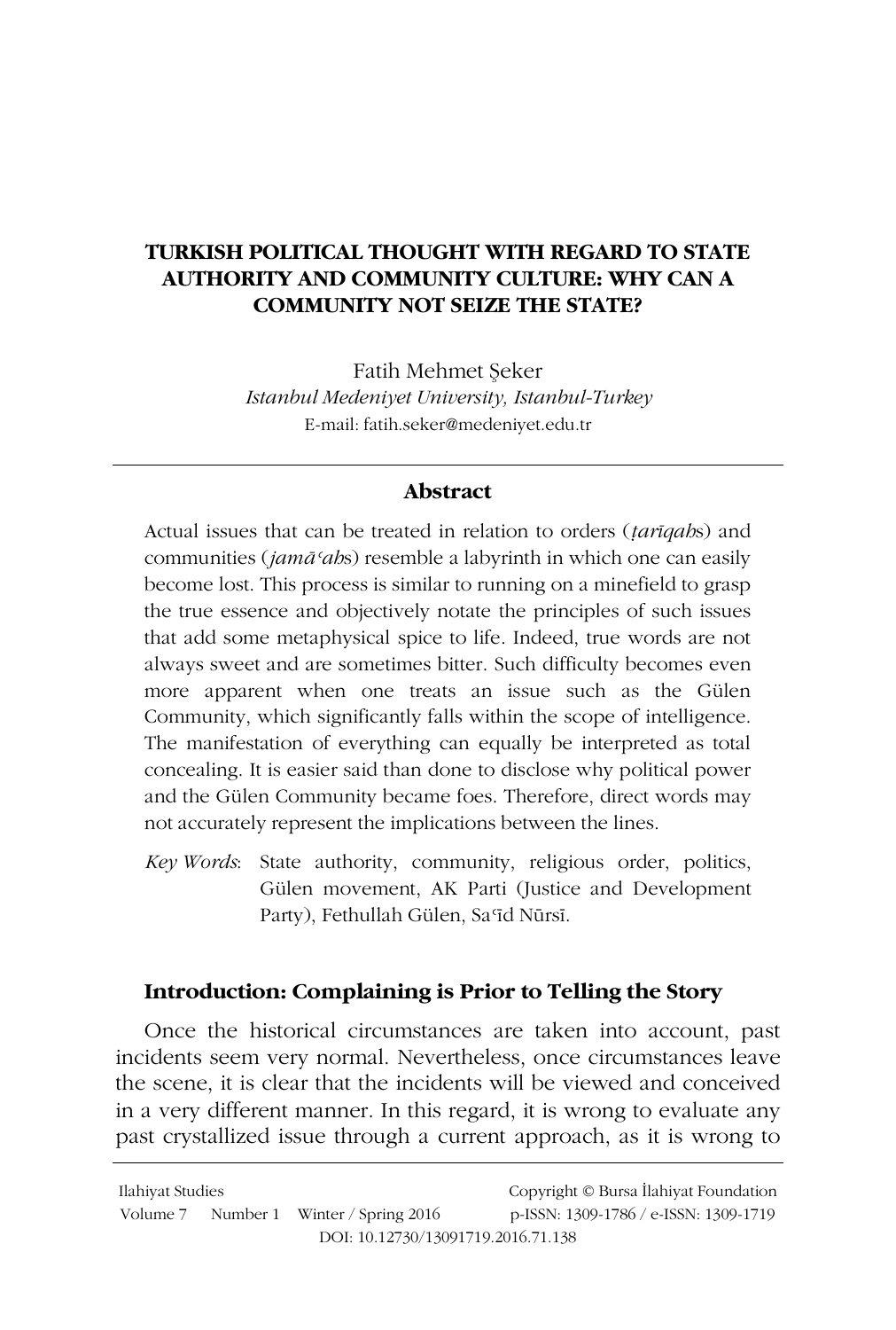# TURKISH POLITICAL THOUGHT WITH REGARD TO STATE AUTHORITY AND COMMUNITY CULTURE: WHY CAN A COMMUNITY NOT SEIZE THE STATE?

Fatih Mehmet Şeker

*Istanbul Medeniyet University, Istanbul-Turkey*

E-mail: fatih.seker@medeniyet.edu.tr

## Abstract

Actual issues that can be treated in relation to orders (*ṭarīqah*s) and communities (*jamāʿah*s) resemble a labyrinth in which one can easily become lost. This process is similar to running on a minefield to grasp the true essence and objectively notate the principles of such issues that add some metaphysical spice to life. Indeed, true words are not always sweet and are sometimes bitter. Such difficulty becomes even more apparent when one treats an issue such as the Gülen Community, which significantly falls within the scope of intelligence. The manifestation of everything can equally be interpreted as total concealing. It is easier said than done to disclose why political power and the Gülen Community became foes. Therefore, direct words may not accurately represent the implications between the lines.

*Key Words*: State authority, community, religious order, politics, Gülen movement, AK Parti (Justice and Development Party), Fethullah Gülen, Saʿīd Nūrsī.

## Introduction: Complaining is Prior to Telling the Story

Once the historical circumstances are taken into account, past incidents seem very normal. Nevertheless, once circumstances leave the scene, it is clear that the incidents will be viewed and conceived in a very different manner. In this regard, it is wrong to evaluate any past crystallized issue through a current approach, as it is wrong to

Ilahiyat Studies
Volume 7 Number 1 Winter / Spring 2016
Copyright © Bursa İlahiyat Foundation
p-ISSN: 1309-1786 / e-ISSN: 1309-1719
DOI: 10.12730/13091719.2016.71.138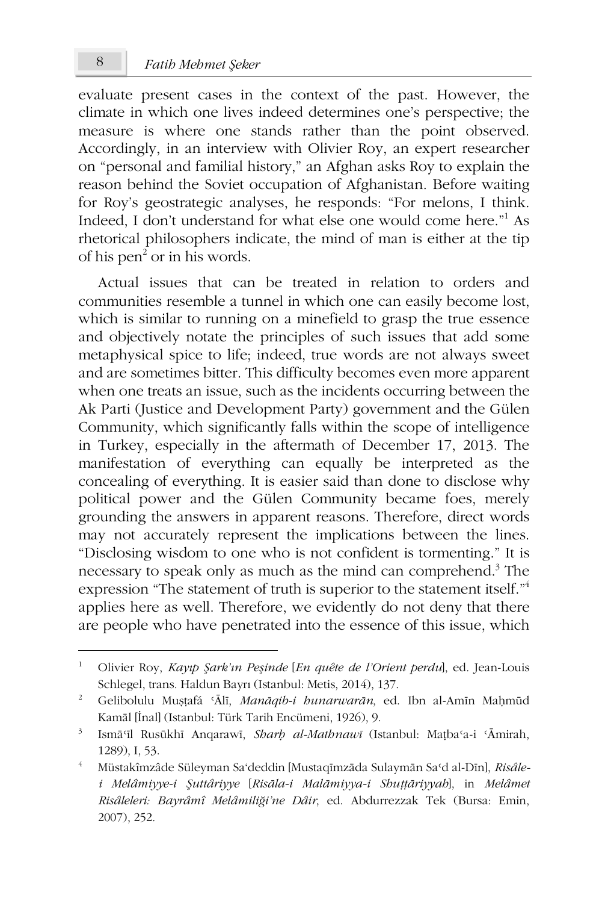evaluate present cases in the context of the past. However, the climate in which one lives indeed determines one's perspective; the measure is where one stands rather than the point observed. Accordingly, in an interview with Olivier Roy, an expert researcher on "personal and familial history," an Afghan asks Roy to explain the reason behind the Soviet occupation of Afghanistan. Before waiting for Roy's geostrategic analyses, he responds: "For melons, I think. Indeed, I don't understand for what else one would come here."[1] As rhetorical philosophers indicate, the mind of man is either at the tip of his pen[2] or in his words.

Actual issues that can be treated in relation to orders and communities resemble a tunnel in which one can easily become lost, which is similar to running on a minefield to grasp the true essence and objectively notate the principles of such issues that add some metaphysical spice to life; indeed, true words are not always sweet and are sometimes bitter. This difficulty becomes even more apparent when one treats an issue, such as the incidents occurring between the Ak Parti (Justice and Development Party) government and the Gülen Community, which significantly falls within the scope of intelligence in Turkey, especially in the aftermath of December 17, 2013. The manifestation of everything can equally be interpreted as the concealing of everything. It is easier said than done to disclose why political power and the Gülen Community became foes, merely grounding the answers in apparent reasons. Therefore, direct words may not accurately represent the implications between the lines. "Disclosing wisdom to one who is not confident is tormenting." It is necessary to speak only as much as the mind can comprehend.[3] The expression "The statement of truth is superior to the statement itself."[4] applies here as well. Therefore, we evidently do not deny that there are people who have penetrated into the essence of this issue, which

---

[1] Olivier Roy, *Kayıp Şark'ın Peşinde* [*En quête de l'Orient perdu*], ed. Jean-Louis Schlegel, trans. Haldun Bayrı (Istanbul: Metis, 2014), 137.

[2] Gelibolulu Muṣṭafā ʿĀlī, *Manāqib-i hunarwarān*, ed. Ibn al-Amīn Maḥmūd Kamāl [İnal] (Istanbul: Türk Tarih Encümeni, 1926), 9.

[3] Ismāʿīl Rusūkhī Anqarawī, *Sharḥ al-Mathnawī* (Istanbul: Maṭbaʿa-i ʿĀmirah, 1289), I, 53.

[4] Müstakîmzâde Süleyman Saʿdeddin [Mustaqīmzāda Sulaymān Saʿd al-Dīn], *Risâle-i Melâmiyye-i Şuttâriyye* [*Risāla-i Malāmiyya-i Shuṭṭāriyyah*], in *Melâmet Risâleleri: Bayrâmî Melâmiliği'ne Dâir*, ed. Abdurrezzak Tek (Bursa: Emin, 2007), 252.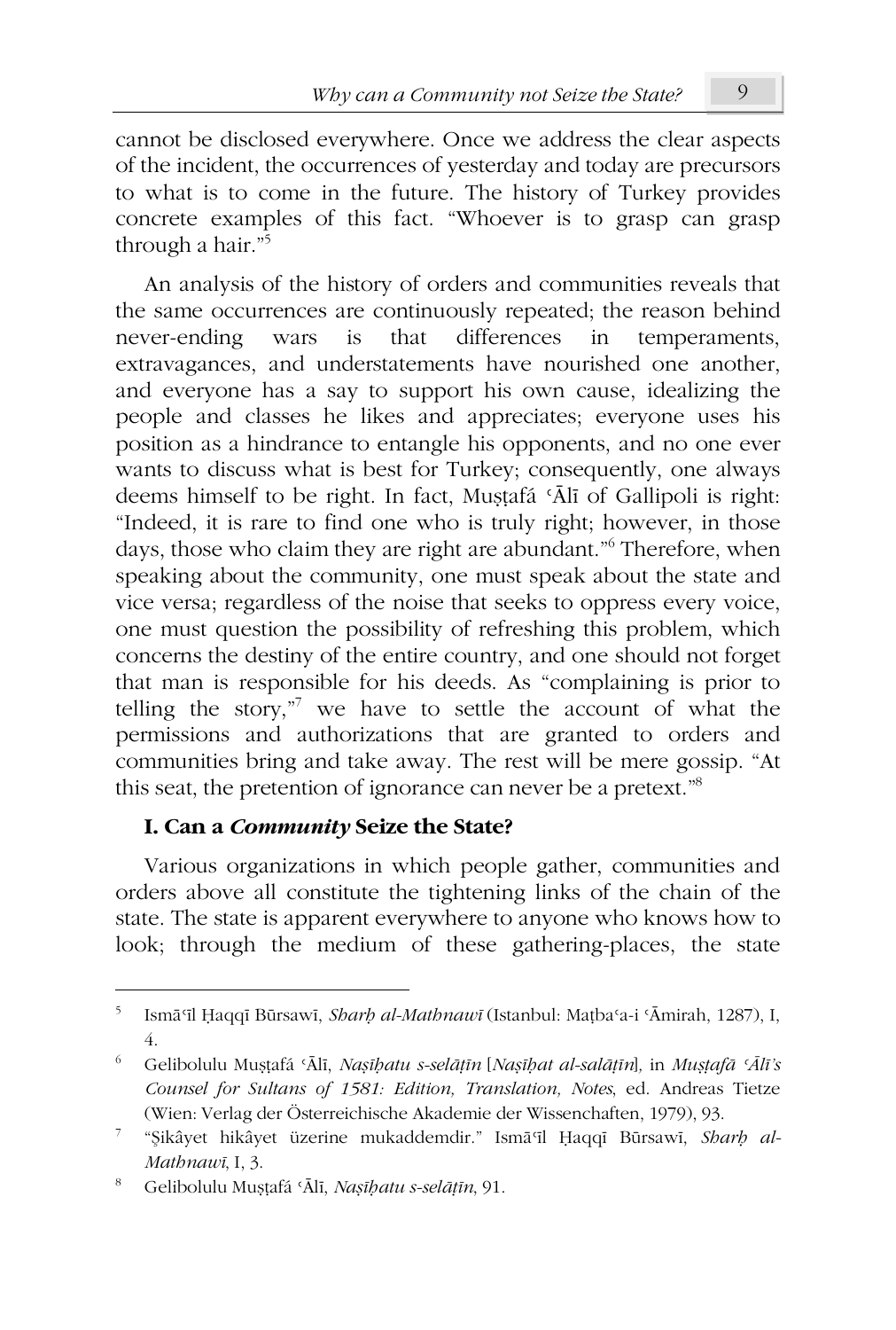cannot be disclosed everywhere. Once we address the clear aspects of the incident, the occurrences of yesterday and today are precursors to what is to come in the future. The history of Turkey provides concrete examples of this fact. "Whoever is to grasp can grasp through a hair."[5]

An analysis of the history of orders and communities reveals that the same occurrences are continuously repeated; the reason behind never-ending wars is that differences in temperaments, extravagances, and understatements have nourished one another, and everyone has a say to support his own cause, idealizing the people and classes he likes and appreciates; everyone uses his position as a hindrance to entangle his opponents, and no one ever wants to discuss what is best for Turkey; consequently, one always deems himself to be right. In fact, Muṣṭafá ʿĀlī of Gallipoli is right: "Indeed, it is rare to find one who is truly right; however, in those days, those who claim they are right are abundant."[6] Therefore, when speaking about the community, one must speak about the state and vice versa; regardless of the noise that seeks to oppress every voice, one must question the possibility of refreshing this problem, which concerns the destiny of the entire country, and one should not forget that man is responsible for his deeds. As "complaining is prior to telling the story,"[7] we have to settle the account of what the permissions and authorizations that are granted to orders and communities bring and take away. The rest will be mere gossip. "At this seat, the pretention of ignorance can never be a pretext."[8]

### I. Can a *Community* Seize the State?

Various organizations in which people gather, communities and orders above all constitute the tightening links of the chain of the state. The state is apparent everywhere to anyone who knows how to look; through the medium of these gathering-places, the state

---

[5] Ismāʿīl Ḥaqqī Būrsawī, *Sharḥ al-Mathnawī* (Istanbul: Maṭbaʿa-i ʿĀmirah, 1287), I, 4.

[6] Gelibolulu Muṣṭafá ʿĀlī, *Naṣīḥatu s-selāṭīn* [*Naṣīḥat al-salāṭīn*], in *Muṣṭafā ʿĀlī's Counsel for Sultans of 1581: Edition, Translation, Notes*, ed. Andreas Tietze (Wien: Verlag der Österreichische Akademie der Wissenchaften, 1979), 93.

[7] "Şikâyet hikâyet üzerine mukaddemdir." Ismāʿīl Ḥaqqī Būrsawī, *Sharḥ al-Mathnawī*, I, 3.

[8] Gelibolulu Muṣṭafá ʿĀlī, *Naṣīḥatu s-selāṭīn*, 91.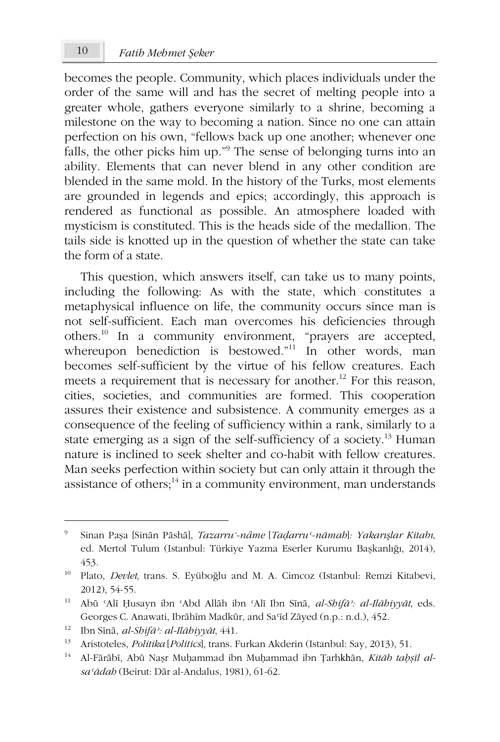becomes the people. Community, which places individuals under the order of the same will and has the secret of melting people into a greater whole, gathers everyone similarly to a shrine, becoming a milestone on the way to becoming a nation. Since no one can attain perfection on his own, "fellows back up one another; whenever one falls, the other picks him up."[9] The sense of belonging turns into an ability. Elements that can never blend in any other condition are blended in the same mold. In the history of the Turks, most elements are grounded in legends and epics; accordingly, this approach is rendered as functional as possible. An atmosphere loaded with mysticism is constituted. This is the heads side of the medallion. The tails side is knotted up in the question of whether the state can take the form of a state.

This question, which answers itself, can take us to many points, including the following: As with the state, which constitutes a metaphysical influence on life, the community occurs since man is not self-sufficient. Each man overcomes his deficiencies through others.[10] In a community environment, "prayers are accepted, whereupon benediction is bestowed."[11] In other words, man becomes self-sufficient by the virtue of his fellow creatures. Each meets a requirement that is necessary for another.[12] For this reason, cities, societies, and communities are formed. This cooperation assures their existence and subsistence. A community emerges as a consequence of the feeling of sufficiency within a rank, similarly to a state emerging as a sign of the self-sufficiency of a society.[13] Human nature is inclined to seek shelter and co-habit with fellow creatures. Man seeks perfection within society but can only attain it through the assistance of others;[14] in a community environment, man understands

---

9 Sinan Paşa [Sinān Pāshā], *Tazarruʿ-nâme* [*Taḍarruʿ-nāmah*]*: Yakarışlar Kitabı*, ed. Mertol Tulum (Istanbul: Türkiye Yazma Eserler Kurumu Başkanlığı, 2014), 453.

10 Plato, *Devlet*, trans. S. Eyüboğlu and M. A. Cimcoz (Istanbul: Remzi Kitabevi, 2012), 54-55.

11 Abū ʿAlī Ḥusayn ibn ʿAbd Allāh ibn ʿAlī Ibn Sīnā, *al-Shifāʾ: al-Ilāhiyyāt*, eds. Georges C. Anawati, Ibrāhīm Madkūr, and Saʿīd Zāyed (n.p.: n.d.), 452.

12 Ibn Sīnā, *al-Shifāʾ: al-Ilāhiyyāt*, 441.

13 Aristoteles, *Politika* [*Politics*], trans. Furkan Akderin (Istanbul: Say, 2013), 51.

14 Al-Fārābī, Abū Naṣr Muḥammad ibn Muḥammad ibn Ṭarhkhān, *Kitāb taḥṣīl al-saʿādah* (Beirut: Dār al-Andalus, 1981), 61-62.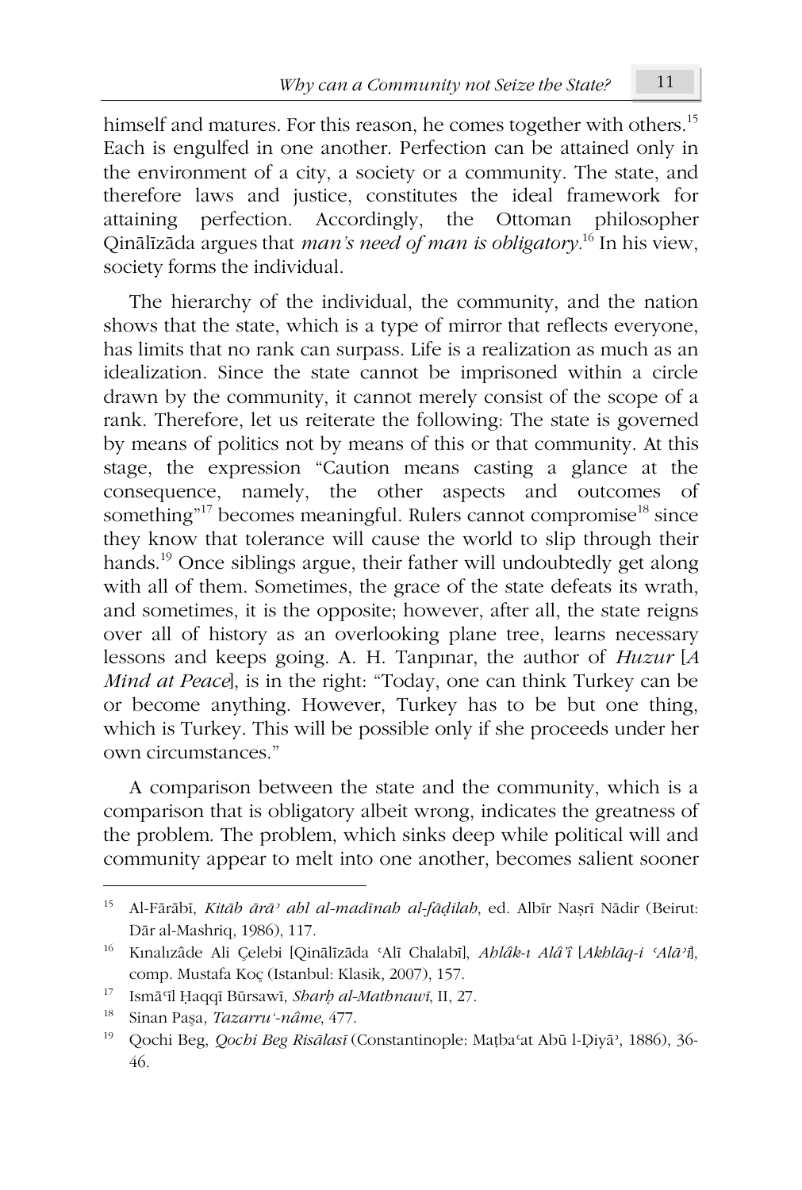himself and matures. For this reason, he comes together with others.[15] Each is engulfed in one another. Perfection can be attained only in the environment of a city, a society or a community. The state, and therefore laws and justice, constitutes the ideal framework for attaining perfection. Accordingly, the Ottoman philosopher Qinālīzāda argues that *man's need of man is obligatory*.[16] In his view, society forms the individual.

The hierarchy of the individual, the community, and the nation shows that the state, which is a type of mirror that reflects everyone, has limits that no rank can surpass. Life is a realization as much as an idealization. Since the state cannot be imprisoned within a circle drawn by the community, it cannot merely consist of the scope of a rank. Therefore, let us reiterate the following: The state is governed by means of politics not by means of this or that community. At this stage, the expression "Caution means casting a glance at the consequence, namely, the other aspects and outcomes of something"[17] becomes meaningful. Rulers cannot compromise[18] since they know that tolerance will cause the world to slip through their hands.[19] Once siblings argue, their father will undoubtedly get along with all of them. Sometimes, the grace of the state defeats its wrath, and sometimes, it is the opposite; however, after all, the state reigns over all of history as an overlooking plane tree, learns necessary lessons and keeps going. A. H. Tanpınar, the author of *Huzur* [*A Mind at Peace*], is in the right: "Today, one can think Turkey can be or become anything. However, Turkey has to be but one thing, which is Turkey. This will be possible only if she proceeds under her own circumstances."

A comparison between the state and the community, which is a comparison that is obligatory albeit wrong, indicates the greatness of the problem. The problem, which sinks deep while political will and community appear to melt into one another, becomes salient sooner

---

[15] Al-Fārābī, *Kitāb ārāʾ ahl al-madīnah al-fāḍilah*, ed. Albīr Naṣrī Nādir (Beirut: Dār al-Mashriq, 1986), 117.

[16] Kınalızâde Ali Çelebi [Qinālīzāda ʿAlī Chalabī], *Ahlâk-ı Alâ'î* [*Akhlāq-i ʿAlāʾī*], comp. Mustafa Koç (Istanbul: Klasik, 2007), 157.

[17] Ismāʿīl Ḥaqqī Būrsawī, *Sharḥ al-Mathnawī*, II, 27.

[18] Sinan Paşa, *Tazarruʿ-nâme*, 477.

[19] Qochi Beg, *Qochi Beg Risālasī* (Constantinople: Maṭbaʿat Abū l-Ḍiyāʾ, 1886), 36-46.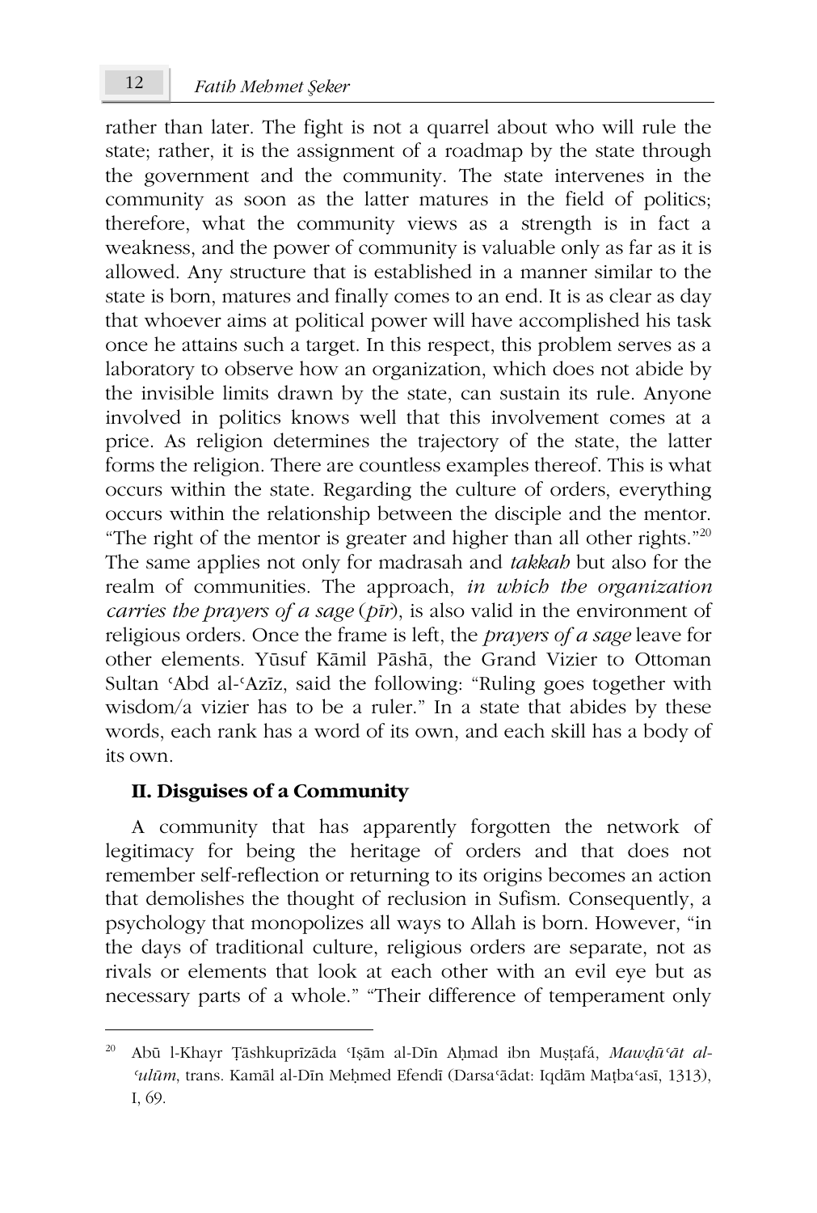rather than later. The fight is not a quarrel about who will rule the state; rather, it is the assignment of a roadmap by the state through the government and the community. The state intervenes in the community as soon as the latter matures in the field of politics; therefore, what the community views as a strength is in fact a weakness, and the power of community is valuable only as far as it is allowed. Any structure that is established in a manner similar to the state is born, matures and finally comes to an end. It is as clear as day that whoever aims at political power will have accomplished his task once he attains such a target. In this respect, this problem serves as a laboratory to observe how an organization, which does not abide by the invisible limits drawn by the state, can sustain its rule. Anyone involved in politics knows well that this involvement comes at a price. As religion determines the trajectory of the state, the latter forms the religion. There are countless examples thereof. This is what occurs within the state. Regarding the culture of orders, everything occurs within the relationship between the disciple and the mentor. "The right of the mentor is greater and higher than all other rights."[20] The same applies not only for madrasah and *takkah* but also for the realm of communities. The approach, *in which the organization carries the prayers of a sage* (*pīr*), is also valid in the environment of religious orders. Once the frame is left, the *prayers of a sage* leave for other elements. Yūsuf Kāmil Pāshā, the Grand Vizier to Ottoman Sultan ʿAbd al-ʿAzīz, said the following: "Ruling goes together with wisdom/a vizier has to be a ruler." In a state that abides by these words, each rank has a word of its own, and each skill has a body of its own.

## II. Disguises of a Community

A community that has apparently forgotten the network of legitimacy for being the heritage of orders and that does not remember self-reflection or returning to its origins becomes an action that demolishes the thought of reclusion in Sufism. Consequently, a psychology that monopolizes all ways to Allah is born. However, "in the days of traditional culture, religious orders are separate, not as rivals or elements that look at each other with an evil eye but as necessary parts of a whole." "Their difference of temperament only

---

[20] Abū l-Khayr Ṭāshkuprīzāda ʿIṣām al-Dīn Aḥmad ibn Muṣṭafá, *Mawḍūʿāt al-ʿulūm*, trans. Kamāl al-Dīn Meḥmed Efendī (Darsaʿādat: Iqdām Maṭbaʿasī, 1313), I, 69.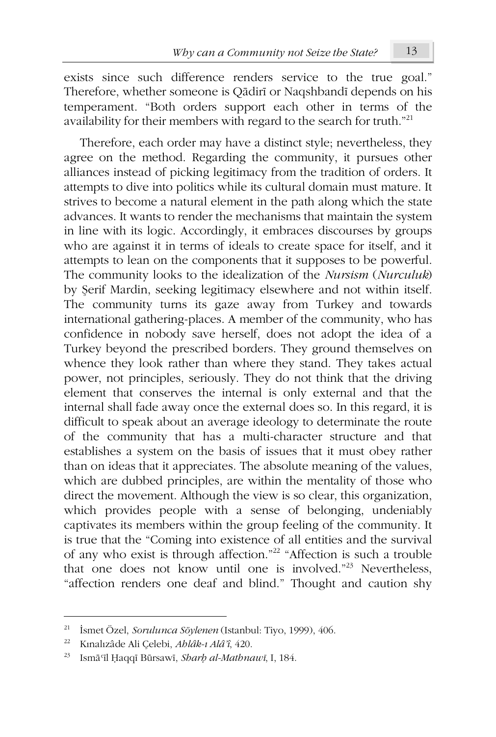exists since such difference renders service to the true goal." Therefore, whether someone is Qādirī or Naqshbandī depends on his temperament. "Both orders support each other in terms of the availability for their members with regard to the search for truth."[21]

Therefore, each order may have a distinct style; nevertheless, they agree on the method. Regarding the community, it pursues other alliances instead of picking legitimacy from the tradition of orders. It attempts to dive into politics while its cultural domain must mature. It strives to become a natural element in the path along which the state advances. It wants to render the mechanisms that maintain the system in line with its logic. Accordingly, it embraces discourses by groups who are against it in terms of ideals to create space for itself, and it attempts to lean on the components that it supposes to be powerful. The community looks to the idealization of the *Nursism* (*Nurculuk*) by Şerif Mardin, seeking legitimacy elsewhere and not within itself. The community turns its gaze away from Turkey and towards international gathering-places. A member of the community, who has confidence in nobody save herself, does not adopt the idea of a Turkey beyond the prescribed borders. They ground themselves on whence they look rather than where they stand. They takes actual power, not principles, seriously. They do not think that the driving element that conserves the internal is only external and that the internal shall fade away once the external does so. In this regard, it is difficult to speak about an average ideology to determinate the route of the community that has a multi-character structure and that establishes a system on the basis of issues that it must obey rather than on ideas that it appreciates. The absolute meaning of the values, which are dubbed principles, are within the mentality of those who direct the movement. Although the view is so clear, this organization, which provides people with a sense of belonging, undeniably captivates its members within the group feeling of the community. It is true that the "Coming into existence of all entities and the survival of any who exist is through affection."[22] "Affection is such a trouble that one does not know until one is involved."[23] Nevertheless, "affection renders one deaf and blind." Thought and caution shy

---

[21] İsmet Özel, *Sorulunca Söylenen* (Istanbul: Tiyo, 1999), 406.

[22] Kınalızâde Ali Çelebi, *Ahlâk-ı Alâ'î*, 420.

[23] Ismāʿīl Ḥaqqī Būrsawī, *Sharḥ al-Mathnawī*, I, 184.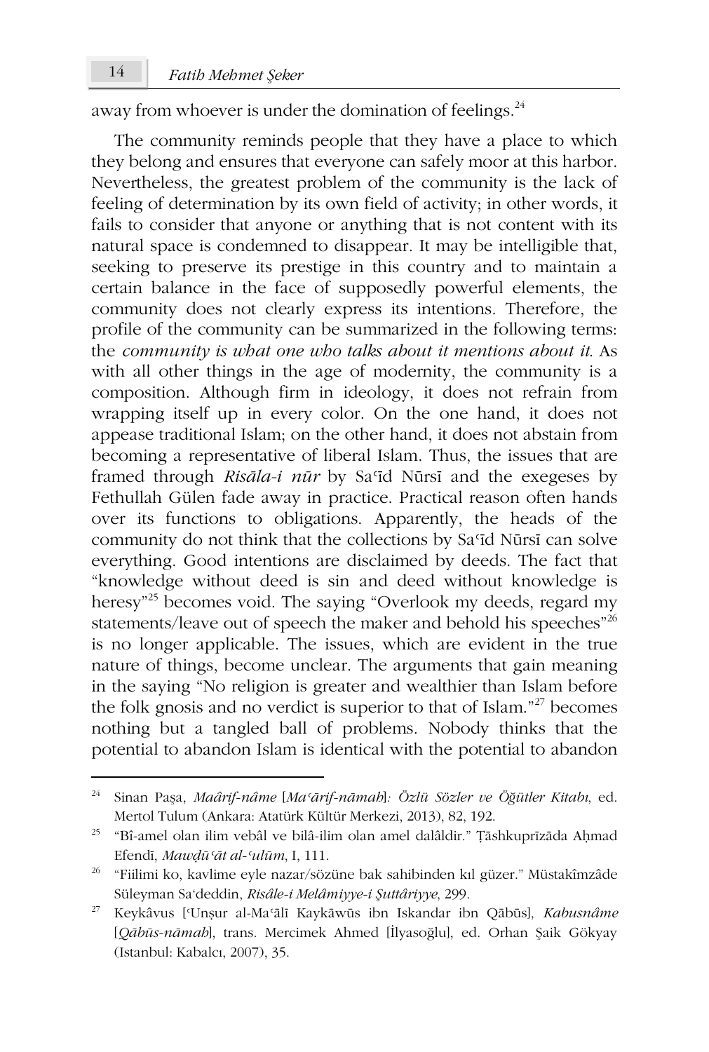away from whoever is under the domination of feelings.[24]

The community reminds people that they have a place to which they belong and ensures that everyone can safely moor at this harbor. Nevertheless, the greatest problem of the community is the lack of feeling of determination by its own field of activity; in other words, it fails to consider that anyone or anything that is not content with its natural space is condemned to disappear. It may be intelligible that, seeking to preserve its prestige in this country and to maintain a certain balance in the face of supposedly powerful elements, the community does not clearly express its intentions. Therefore, the profile of the community can be summarized in the following terms: the *community is what one who talks about it mentions about it*. As with all other things in the age of modernity, the community is a composition. Although firm in ideology, it does not refrain from wrapping itself up in every color. On the one hand, it does not appease traditional Islam; on the other hand, it does not abstain from becoming a representative of liberal Islam. Thus, the issues that are framed through *Risāla-i nūr* by Saʿīd Nūrsī and the exegeses by Fethullah Gülen fade away in practice. Practical reason often hands over its functions to obligations. Apparently, the heads of the community do not think that the collections by Saʿīd Nūrsī can solve everything. Good intentions are disclaimed by deeds. The fact that "knowledge without deed is sin and deed without knowledge is heresy"[25] becomes void. The saying "Overlook my deeds, regard my statements/leave out of speech the maker and behold his speeches"[26] is no longer applicable. The issues, which are evident in the true nature of things, become unclear. The arguments that gain meaning in the saying "No religion is greater and wealthier than Islam before the folk gnosis and no verdict is superior to that of Islam."[27] becomes nothing but a tangled ball of problems. Nobody thinks that the potential to abandon Islam is identical with the potential to abandon

---

[24] Sinan Paşa, *Maârif-nâme* [*Maʿārif-nāmah*]*: Özlü Sözler ve Öğütler Kitabı*, ed. Mertol Tulum (Ankara: Atatürk Kültür Merkezi, 2013), 82, 192.

[25] "Bî-amel olan ilim vebâl ve bilâ-ilim olan amel dalâldir." Ṭāshkuprīzāda Aḥmad Efendī, *Mawḍūʿāt al-ʿulūm*, I, 111.

[26] "Fiilimi ko, kavlime eyle nazar/sözüne bak sahibinden kıl güzer." Müstakîmzâde Süleyman Saʿdeddin, *Risâle-i Melâmiyye-i Şuttâriyye*, 299.

[27] Keykâvus [ʿUnṣur al-Maʿālī Kaykāwūs ibn Iskandar ibn Qābūs], *Kabusnâme* [*Qābūs-nāmah*], trans. Mercimek Ahmed [İlyasoğlu], ed. Orhan Şaik Gökyay (Istanbul: Kabalcı, 2007), 35.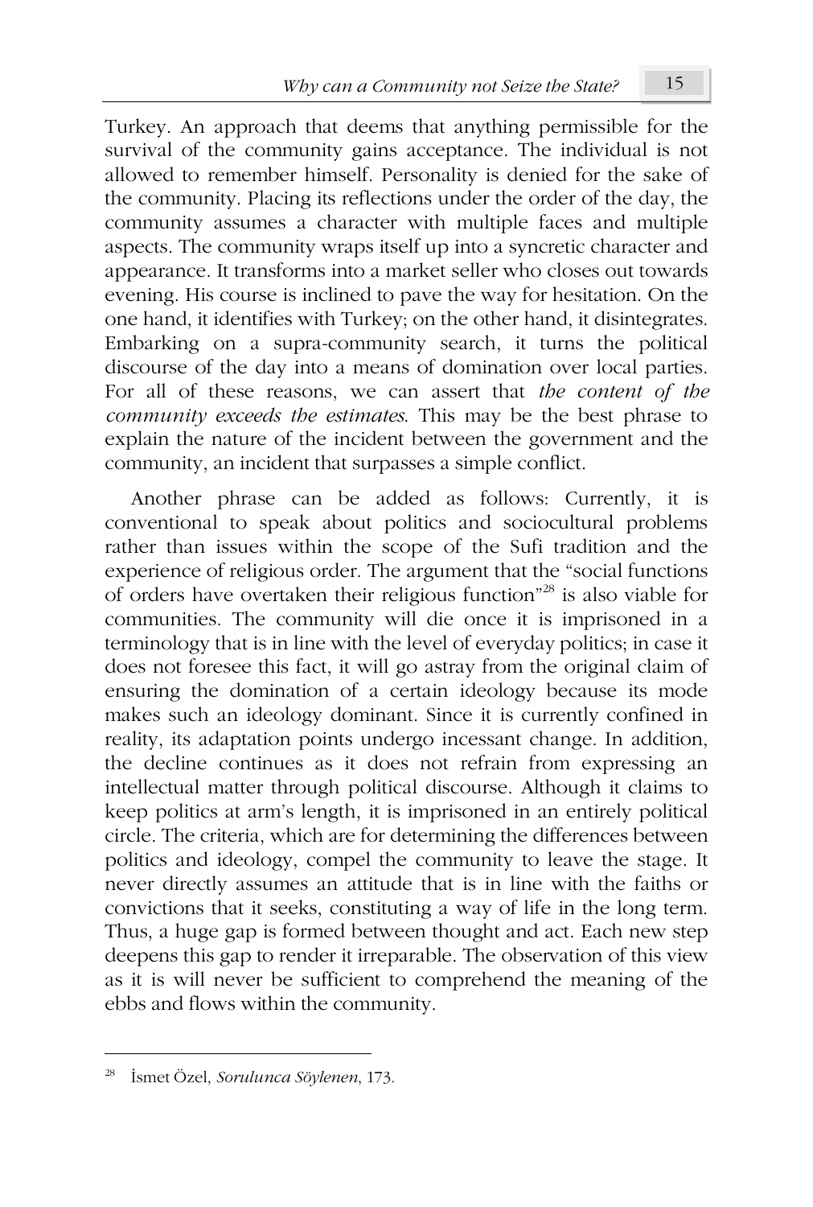Turkey. An approach that deems that anything permissible for the survival of the community gains acceptance. The individual is not allowed to remember himself. Personality is denied for the sake of the community. Placing its reflections under the order of the day, the community assumes a character with multiple faces and multiple aspects. The community wraps itself up into a syncretic character and appearance. It transforms into a market seller who closes out towards evening. His course is inclined to pave the way for hesitation. On the one hand, it identifies with Turkey; on the other hand, it disintegrates. Embarking on a supra-community search, it turns the political discourse of the day into a means of domination over local parties. For all of these reasons, we can assert that *the content of the community exceeds the estimates*. This may be the best phrase to explain the nature of the incident between the government and the community, an incident that surpasses a simple conflict.

Another phrase can be added as follows: Currently, it is conventional to speak about politics and sociocultural problems rather than issues within the scope of the Sufi tradition and the experience of religious order. The argument that the "social functions of orders have overtaken their religious function"[28] is also viable for communities. The community will die once it is imprisoned in a terminology that is in line with the level of everyday politics; in case it does not foresee this fact, it will go astray from the original claim of ensuring the domination of a certain ideology because its mode makes such an ideology dominant. Since it is currently confined in reality, its adaptation points undergo incessant change. In addition, the decline continues as it does not refrain from expressing an intellectual matter through political discourse. Although it claims to keep politics at arm's length, it is imprisoned in an entirely political circle. The criteria, which are for determining the differences between politics and ideology, compel the community to leave the stage. It never directly assumes an attitude that is in line with the faiths or convictions that it seeks, constituting a way of life in the long term. Thus, a huge gap is formed between thought and act. Each new step deepens this gap to render it irreparable. The observation of this view as it is will never be sufficient to comprehend the meaning of the ebbs and flows within the community.

---

[28] İsmet Özel, *Sorulunca Söylenen*, 173.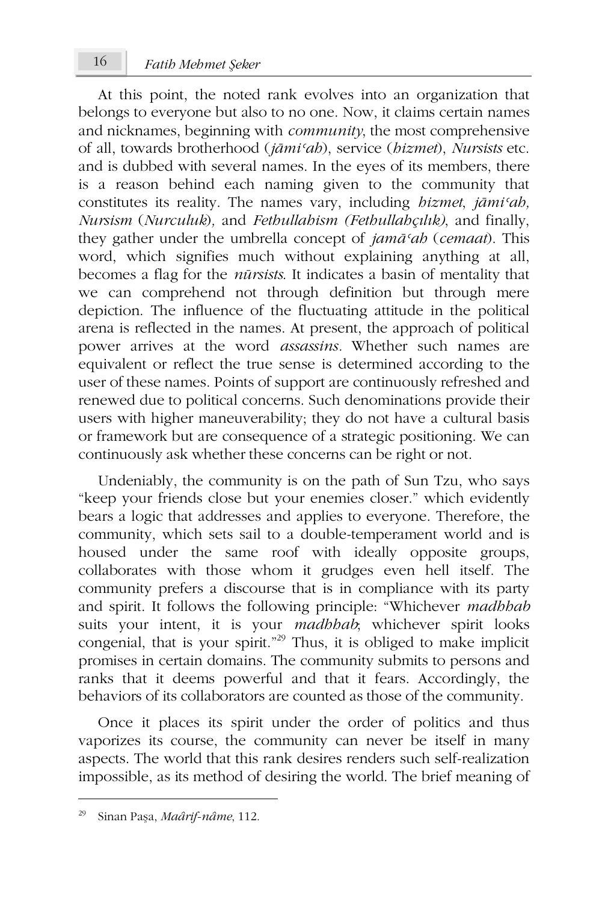At this point, the noted rank evolves into an organization that belongs to everyone but also to no one. Now, it claims certain names and nicknames, beginning with *community*, the most comprehensive of all, towards brotherhood (*jāmiʿah*), service (*hizmet*), *Nursists* etc. and is dubbed with several names. In the eyes of its members, there is a reason behind each naming given to the community that constitutes its reality. The names vary, including *hizmet*, *jāmiʿah, Nursism* (*Nurculuk*), and *Fethullahism (Fethullahçılık)*, and finally, they gather under the umbrella concept of *jamāʿah* (*cemaat*). This word, which signifies much without explaining anything at all, becomes a flag for the *nūrsists*. It indicates a basin of mentality that we can comprehend not through definition but through mere depiction. The influence of the fluctuating attitude in the political arena is reflected in the names. At present, the approach of political power arrives at the word *assassins*. Whether such names are equivalent or reflect the true sense is determined according to the user of these names. Points of support are continuously refreshed and renewed due to political concerns. Such denominations provide their users with higher maneuverability; they do not have a cultural basis or framework but are consequence of a strategic positioning. We can continuously ask whether these concerns can be right or not.

Undeniably, the community is on the path of Sun Tzu, who says "keep your friends close but your enemies closer." which evidently bears a logic that addresses and applies to everyone. Therefore, the community, which sets sail to a double-temperament world and is housed under the same roof with ideally opposite groups, collaborates with those whom it grudges even hell itself. The community prefers a discourse that is in compliance with its party and spirit. It follows the following principle: "Whichever *madhhab* suits your intent, it is your *madhhab*; whichever spirit looks congenial, that is your spirit."[29] Thus, it is obliged to make implicit promises in certain domains. The community submits to persons and ranks that it deems powerful and that it fears. Accordingly, the behaviors of its collaborators are counted as those of the community.

Once it places its spirit under the order of politics and thus vaporizes its course, the community can never be itself in many aspects. The world that this rank desires renders such self-realization impossible, as its method of desiring the world. The brief meaning of

---

[29] Sinan Paşa, *Maârif-nâme*, 112.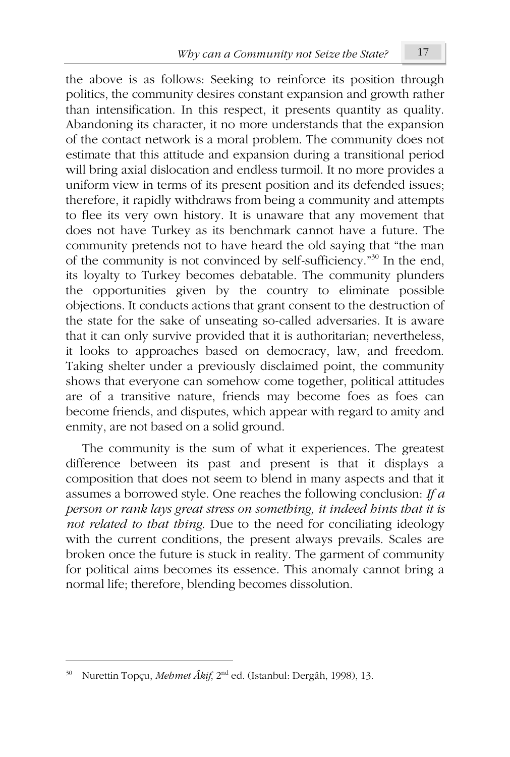the above is as follows: Seeking to reinforce its position through politics, the community desires constant expansion and growth rather than intensification. In this respect, it presents quantity as quality. Abandoning its character, it no more understands that the expansion of the contact network is a moral problem. The community does not estimate that this attitude and expansion during a transitional period will bring axial dislocation and endless turmoil. It no more provides a uniform view in terms of its present position and its defended issues; therefore, it rapidly withdraws from being a community and attempts to flee its very own history. It is unaware that any movement that does not have Turkey as its benchmark cannot have a future. The community pretends not to have heard the old saying that "the man of the community is not convinced by self-sufficiency."[30] In the end, its loyalty to Turkey becomes debatable. The community plunders the opportunities given by the country to eliminate possible objections. It conducts actions that grant consent to the destruction of the state for the sake of unseating so-called adversaries. It is aware that it can only survive provided that it is authoritarian; nevertheless, it looks to approaches based on democracy, law, and freedom. Taking shelter under a previously disclaimed point, the community shows that everyone can somehow come together, political attitudes are of a transitive nature, friends may become foes as foes can become friends, and disputes, which appear with regard to amity and enmity, are not based on a solid ground.

The community is the sum of what it experiences. The greatest difference between its past and present is that it displays a composition that does not seem to blend in many aspects and that it assumes a borrowed style. One reaches the following conclusion: *If a person or rank lays great stress on something, it indeed hints that it is not related to that thing.* Due to the need for conciliating ideology with the current conditions, the present always prevails. Scales are broken once the future is stuck in reality. The garment of community for political aims becomes its essence. This anomaly cannot bring a normal life; therefore, blending becomes dissolution.

---

[30] Nurettin Topçu, *Mehmet Âkif*, 2nd ed. (Istanbul: Dergâh, 1998), 13.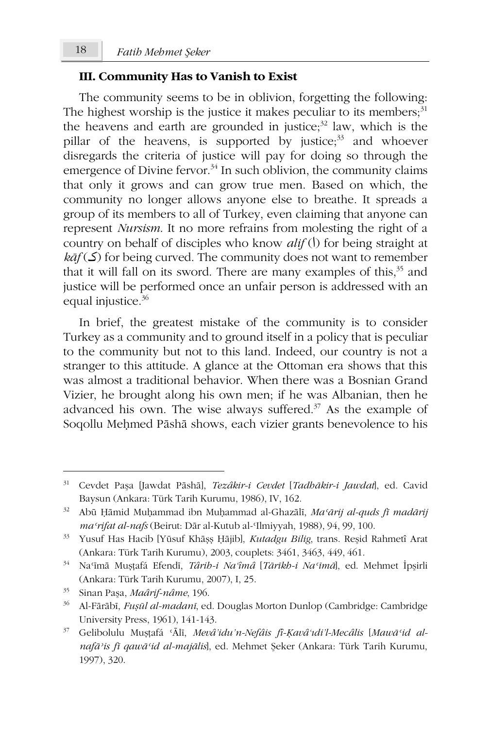### III. Community Has to Vanish to Exist

The community seems to be in oblivion, forgetting the following: The highest worship is the justice it makes peculiar to its members;[31] the heavens and earth are grounded in justice;[32] law, which is the pillar of the heavens, is supported by justice;[33] and whoever disregards the criteria of justice will pay for doing so through the emergence of Divine fervor.[34] In such oblivion, the community claims that only it grows and can grow true men. Based on which, the community no longer allows anyone else to breathe. It spreads a group of its members to all of Turkey, even claiming that anyone can represent *Nursism*. It no more refrains from molesting the right of a country on behalf of disciples who know *alif* (ا) for being straight at *kāf* (ک) for being curved. The community does not want to remember that it will fall on its sword. There are many examples of this,[35] and justice will be performed once an unfair person is addressed with an equal injustice.[36]

In brief, the greatest mistake of the community is to consider Turkey as a community and to ground itself in a policy that is peculiar to the community but not to this land. Indeed, our country is not a stranger to this attitude. A glance at the Ottoman era shows that this was almost a traditional behavior. When there was a Bosnian Grand Vizier, he brought along his own men; if he was Albanian, then he advanced his own. The wise always suffered.[37] As the example of Soqollu Meḥmed Pāshā shows, each vizier grants benevolence to his

---

[31] Cevdet Paşa [Jawdat Pāshā], *Tezâkir-i Cevdet* [*Tadhākir-i Jawdat*], ed. Cavid Baysun (Ankara: Türk Tarih Kurumu, 1986), IV, 162.

[32] Abū Ḥāmid Muḥammad ibn Muḥammad al-Ghazālī, *Maʿārij al-quds fī madārij maʿrifat al-nafs* (Beirut: Dār al-Kutub al-ʿIlmiyyah, 1988), 94, 99, 100.

[33] Yusuf Has Hacib [Yūsuf Khāṣṣ Ḥājib], *Kutadgu Bilig*, trans. Reşid Rahmetî Arat (Ankara: Türk Tarih Kurumu), 2003, couplets: 3461, 3463, 449, 461.

[34] Naʿīmā Muṣṭafá Efendī, *Târih-i Naʿîmâ* [*Tārīkh-i Naʿīmā*], ed. Mehmet İpşirli (Ankara: Türk Tarih Kurumu, 2007), I, 25.

[35] Sinan Paşa, *Maârif-nâme*, 196.

[36] Al-Fārābī, *Fuṣūl al-madanī*, ed. Douglas Morton Dunlop (Cambridge: Cambridge University Press, 1961), 141-143.

[37] Gelibolulu Muṣṭafá ʿĀlī, *Mevâʾidu'n-Nefâis fî-Ḳavâʿıdi'l-Mecâlis* [*Mawāʾid al-nafāʾis fī qawāʿid al-majālis*], ed. Mehmet Şeker (Ankara: Türk Tarih Kurumu, 1997), 320.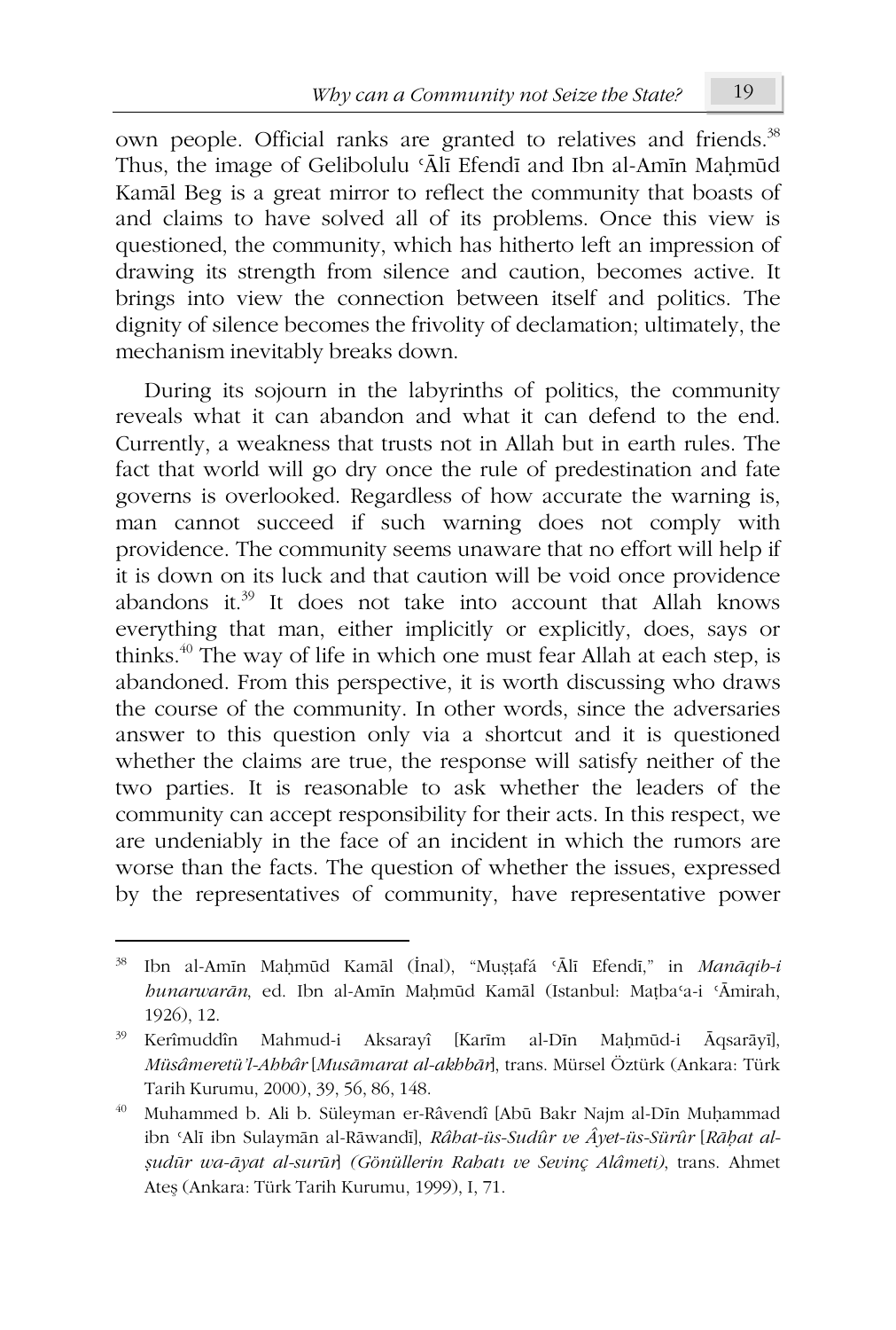own people. Official ranks are granted to relatives and friends.[38] Thus, the image of Gelibolulu ʿĀlī Efendī and Ibn al-Amīn Maḥmūd Kamāl Beg is a great mirror to reflect the community that boasts of and claims to have solved all of its problems. Once this view is questioned, the community, which has hitherto left an impression of drawing its strength from silence and caution, becomes active. It brings into view the connection between itself and politics. The dignity of silence becomes the frivolity of declamation; ultimately, the mechanism inevitably breaks down.

During its sojourn in the labyrinths of politics, the community reveals what it can abandon and what it can defend to the end. Currently, a weakness that trusts not in Allah but in earth rules. The fact that world will go dry once the rule of predestination and fate governs is overlooked. Regardless of how accurate the warning is, man cannot succeed if such warning does not comply with providence. The community seems unaware that no effort will help if it is down on its luck and that caution will be void once providence abandons it.[39] It does not take into account that Allah knows everything that man, either implicitly or explicitly, does, says or thinks.[40] The way of life in which one must fear Allah at each step, is abandoned. From this perspective, it is worth discussing who draws the course of the community. In other words, since the adversaries answer to this question only via a shortcut and it is questioned whether the claims are true, the response will satisfy neither of the two parties. It is reasonable to ask whether the leaders of the community can accept responsibility for their acts. In this respect, we are undeniably in the face of an incident in which the rumors are worse than the facts. The question of whether the issues, expressed by the representatives of community, have representative power

---

38 Ibn al-Amīn Maḥmūd Kamāl (İnal), "Muṣṭafá ʿĀlī Efendī," in *Manāqib-i hunarwarān*, ed. Ibn al-Amīn Maḥmūd Kamāl (Istanbul: Maṭbaʿa-i ʿĀmirah, 1926), 12.

39 Kerîmuddîn Mahmud-i Aksarayî [Karīm al-Dīn Maḥmūd-i Āqsarāyī], *Müsâmeretü'l-Ahbâr* [*Musāmarat al-akhbār*], trans. Mürsel Öztürk (Ankara: Türk Tarih Kurumu, 2000), 39, 56, 86, 148.

40 Muhammed b. Ali b. Süleyman er-Râvendî [Abū Bakr Najm al-Dīn Muḥammad ibn ʿAlī ibn Sulaymān al-Rāwandī], *Râhat-üs-Sudûr ve Âyet-üs-Sürûr* [*Rāḥat al-ṣudūr wa-āyat al-surūr*] *(Gönüllerin Rahatı ve Sevinç Alâmeti)*, trans. Ahmet Ateş (Ankara: Türk Tarih Kurumu, 1999), I, 71.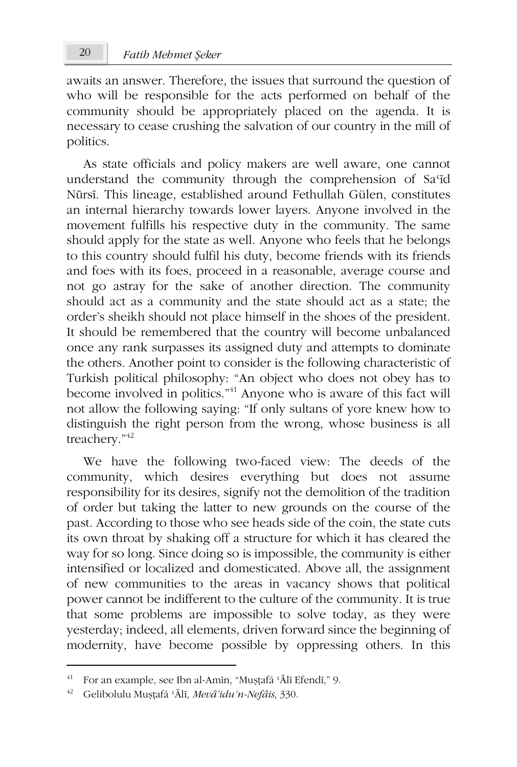awaits an answer. Therefore, the issues that surround the question of who will be responsible for the acts performed on behalf of the community should be appropriately placed on the agenda. It is necessary to cease crushing the salvation of our country in the mill of politics.

As state officials and policy makers are well aware, one cannot understand the community through the comprehension of Saʿīd Nūrsī. This lineage, established around Fethullah Gülen, constitutes an internal hierarchy towards lower layers. Anyone involved in the movement fulfills his respective duty in the community. The same should apply for the state as well. Anyone who feels that he belongs to this country should fulfil his duty, become friends with its friends and foes with its foes, proceed in a reasonable, average course and not go astray for the sake of another direction. The community should act as a community and the state should act as a state; the order's sheikh should not place himself in the shoes of the president. It should be remembered that the country will become unbalanced once any rank surpasses its assigned duty and attempts to dominate the others. Another point to consider is the following characteristic of Turkish political philosophy: "An object who does not obey has to become involved in politics."[41] Anyone who is aware of this fact will not allow the following saying: "If only sultans of yore knew how to distinguish the right person from the wrong, whose business is all treachery."[42]

We have the following two-faced view: The deeds of the community, which desires everything but does not assume responsibility for its desires, signify not the demolition of the tradition of order but taking the latter to new grounds on the course of the past. According to those who see heads side of the coin, the state cuts its own throat by shaking off a structure for which it has cleared the way for so long. Since doing so is impossible, the community is either intensified or localized and domesticated. Above all, the assignment of new communities to the areas in vacancy shows that political power cannot be indifferent to the culture of the community. It is true that some problems are impossible to solve today, as they were yesterday; indeed, all elements, driven forward since the beginning of modernity, have become possible by oppressing others. In this

---

[41] For an example, see Ibn al-Amīn, "Muṣṭafá ʿĀlī Efendī," 9.

[42] Gelibolulu Muṣṭafá ʿĀlī, *Mevâʾidu'n-Nefâis*, 330.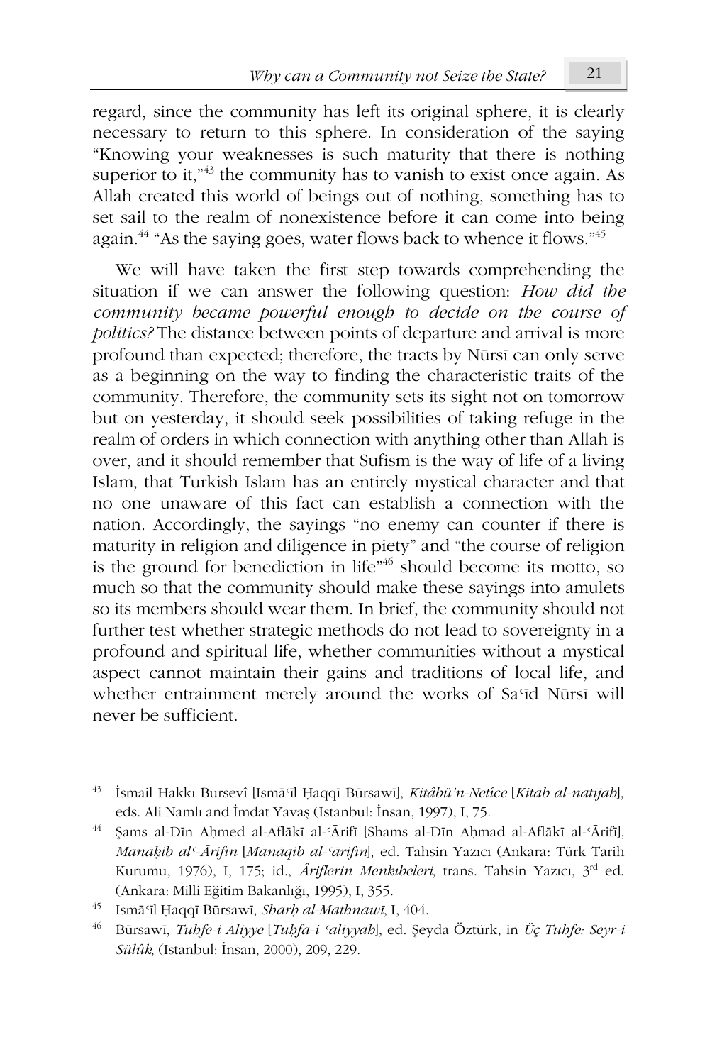regard, since the community has left its original sphere, it is clearly necessary to return to this sphere. In consideration of the saying "Knowing your weaknesses is such maturity that there is nothing superior to it,"[43] the community has to vanish to exist once again. As Allah created this world of beings out of nothing, something has to set sail to the realm of nonexistence before it can come into being again.[44] "As the saying goes, water flows back to whence it flows."[45]

We will have taken the first step towards comprehending the situation if we can answer the following question: *How did the community became powerful enough to decide on the course of politics?* The distance between points of departure and arrival is more profound than expected; therefore, the tracts by Nūrsī can only serve as a beginning on the way to finding the characteristic traits of the community. Therefore, the community sets its sight not on tomorrow but on yesterday, it should seek possibilities of taking refuge in the realm of orders in which connection with anything other than Allah is over, and it should remember that Sufism is the way of life of a living Islam, that Turkish Islam has an entirely mystical character and that no one unaware of this fact can establish a connection with the nation. Accordingly, the sayings "no enemy can counter if there is maturity in religion and diligence in piety" and "the course of religion is the ground for benediction in life"[46] should become its motto, so much so that the community should make these sayings into amulets so its members should wear them. In brief, the community should not further test whether strategic methods do not lead to sovereignty in a profound and spiritual life, whether communities without a mystical aspect cannot maintain their gains and traditions of local life, and whether entrainment merely around the works of Saʿīd Nūrsī will never be sufficient.

---

[43] İsmail Hakkı Bursevî [Ismāʿīl Ḥaqqī Būrsawī], *Kitâbü'n-Netîce* [*Kitāb al-natījah*], eds. Ali Namlı and İmdat Yavaş (Istanbul: İnsan, 1997), I, 75.

[44] Şams al-Dīn Aḥmed al-Aflākī al-ʿĀrifī [Shams al-Dīn Aḥmad al-Aflākī al-ʿĀrifī], *Manāḳib alʿ-Ārifīn* [*Manāqib al-ʿārifīn*], ed. Tahsin Yazıcı (Ankara: Türk Tarih Kurumu, 1976), I, 175; id., *Âriflerin Menkıbeleri*, trans. Tahsin Yazıcı, 3rd ed. (Ankara: Milli Eğitim Bakanlığı, 1995), I, 355.

[45] Ismāʿīl Ḥaqqī Būrsawī, *Sharḥ al-Mathnawī*, I, 404.

[46] Būrsawī, *Tuhfe-i Aliyye* [*Tuḥfa-i ʿaliyyah*], ed. Şeyda Öztürk, in *Üç Tuhfe: Seyr-i Sülûk*, (Istanbul: İnsan, 2000), 209, 229.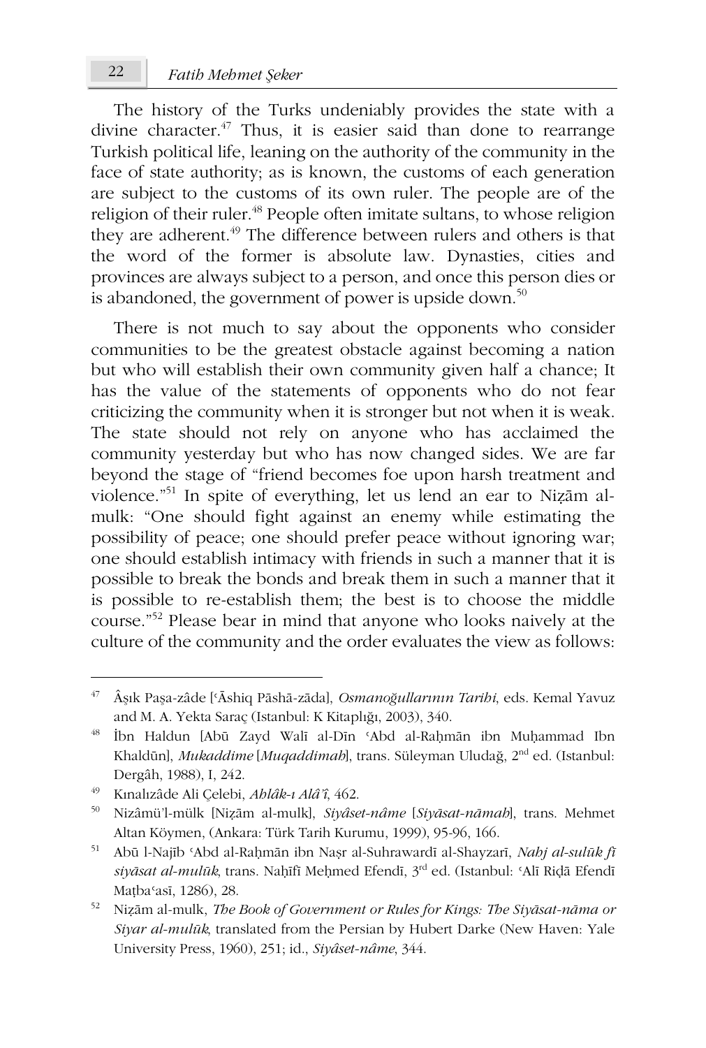The history of the Turks undeniably provides the state with a divine character.[47] Thus, it is easier said than done to rearrange Turkish political life, leaning on the authority of the community in the face of state authority; as is known, the customs of each generation are subject to the customs of its own ruler. The people are of the religion of their ruler.[48] People often imitate sultans, to whose religion they are adherent.[49] The difference between rulers and others is that the word of the former is absolute law. Dynasties, cities and provinces are always subject to a person, and once this person dies or is abandoned, the government of power is upside down.[50]

There is not much to say about the opponents who consider communities to be the greatest obstacle against becoming a nation but who will establish their own community given half a chance; It has the value of the statements of opponents who do not fear criticizing the community when it is stronger but not when it is weak. The state should not rely on anyone who has acclaimed the community yesterday but who has now changed sides. We are far beyond the stage of "friend becomes foe upon harsh treatment and violence."[51] In spite of everything, let us lend an ear to Niẓām al-mulk: "One should fight against an enemy while estimating the possibility of peace; one should prefer peace without ignoring war; one should establish intimacy with friends in such a manner that it is possible to break the bonds and break them in such a manner that it is possible to re-establish them; the best is to choose the middle course."[52] Please bear in mind that anyone who looks naively at the culture of the community and the order evaluates the view as follows:

---

[47] Âşık Paşa-zâde [ʿĀshiq Pāshā-zāda], *Osmanoğullarının Tarihi*, eds. Kemal Yavuz and M. A. Yekta Saraç (Istanbul: K Kitaplığı, 2003), 340.

[48] İbn Haldun [Abū Zayd Walī al-Dīn ʿAbd al-Raḥmān ibn Muḥammad Ibn Khaldūn], *Mukaddime* [*Muqaddimah*], trans. Süleyman Uludağ, 2nd ed. (Istanbul: Dergâh, 1988), I, 242.

[49] Kınalızâde Ali Çelebi, *Ahlâk-ı Alâ'î*, 462.

[50] Nizâmü'l-mülk [Niẓām al-mulk], *Siyâset-nâme* [*Siyāsat-nāmah*], trans. Mehmet Altan Köymen, (Ankara: Türk Tarih Kurumu, 1999), 95-96, 166.

[51] Abū l-Najīb ʿAbd al-Raḥmān ibn Naṣr al-Suhrawardī al-Shayzarī, *Nahj al-sulūk fī siyāsat al-mulūk*, trans. Naḥīfī Meḥmed Efendī, 3rd ed. (Istanbul: ʿAlī Riḍā Efendī Maṭbaʿasī, 1286), 28.

[52] Niẓām al-mulk, *The Book of Government or Rules for Kings: The Siyāsat-nāma or Siyar al-mulūk*, translated from the Persian by Hubert Darke (New Haven: Yale University Press, 1960), 251; id., *Siyâset-nâme*, 344.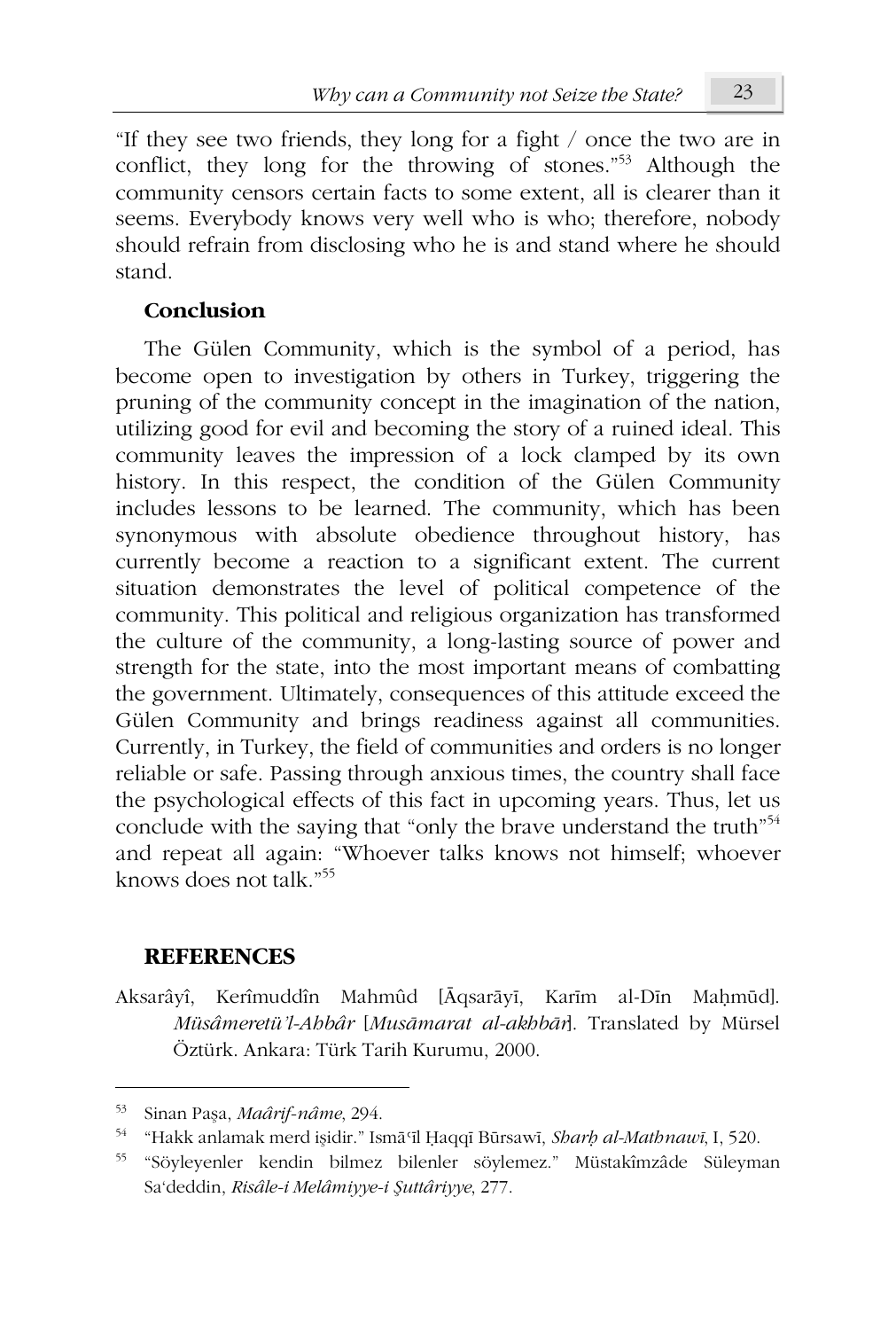"If they see two friends, they long for a fight / once the two are in conflict, they long for the throwing of stones."[53] Although the community censors certain facts to some extent, all is clearer than it seems. Everybody knows very well who is who; therefore, nobody should refrain from disclosing who he is and stand where he should stand.

## Conclusion

The Gülen Community, which is the symbol of a period, has become open to investigation by others in Turkey, triggering the pruning of the community concept in the imagination of the nation, utilizing good for evil and becoming the story of a ruined ideal. This community leaves the impression of a lock clamped by its own history. In this respect, the condition of the Gülen Community includes lessons to be learned. The community, which has been synonymous with absolute obedience throughout history, has currently become a reaction to a significant extent. The current situation demonstrates the level of political competence of the community. This political and religious organization has transformed the culture of the community, a long-lasting source of power and strength for the state, into the most important means of combatting the government. Ultimately, consequences of this attitude exceed the Gülen Community and brings readiness against all communities. Currently, in Turkey, the field of communities and orders is no longer reliable or safe. Passing through anxious times, the country shall face the psychological effects of this fact in upcoming years. Thus, let us conclude with the saying that "only the brave understand the truth"[54] and repeat all again: "Whoever talks knows not himself; whoever knows does not talk."[55]

## REFERENCES

Aksarâyî, Kerîmuddîn Mahmûd [Āqsarāyī, Karīm al-Dīn Maḥmūd]. *Müsâmeretü'l-Ahbâr* [*Musāmarat al-akhbār*]. Translated by Mürsel Öztürk. Ankara: Türk Tarih Kurumu, 2000.

---

[53] Sinan Paşa, *Maârif-nâme*, 294.

[54] "Hakk anlamak merd işidir." Ismāʿīl Ḥaqqī Būrsawī, *Sharḥ al-Mathnawī*, I, 520.

[55] "Söyleyenler kendin bilmez bilenler söylemez." Müstakîmzâde Süleyman Saʿdeddin, *Risâle-i Melâmiyye-i Şuttâriyye*, 277.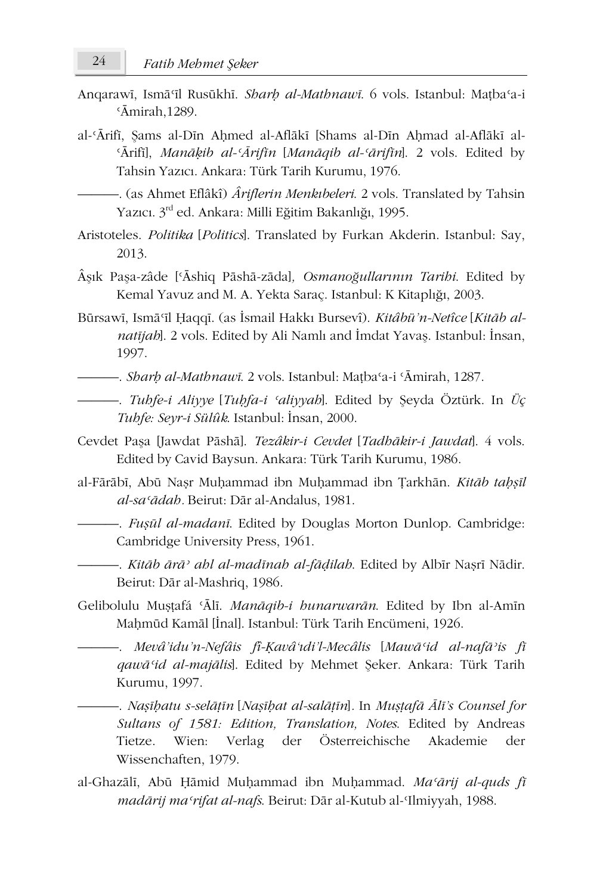Anqarawī, Ismāʿīl Rusūkhī. *Sharḥ al-Mathnawī*. 6 vols. Istanbul: Maṭbaʿa-i ʿĀmirah,1289.

al-ʿĀrifī, Şams al-Dīn Aḥmed al-Aflākī [Shams al-Dīn Aḥmad al-Aflākī al-ʿĀrifī], *Manāḳib al-ʿĀrifīn* [*Manāqib al-ʿārifīn*]. 2 vols. Edited by Tahsin Yazıcı. Ankara: Türk Tarih Kurumu, 1976.

———. (as Ahmet Eflâkî) *Âriflerin Menkıbeleri*. 2 vols. Translated by Tahsin Yazıcı. 3rd ed. Ankara: Milli Eğitim Bakanlığı, 1995.

Aristoteles. *Politika* [*Politics*]. Translated by Furkan Akderin. Istanbul: Say, 2013.

Âşık Paşa-zâde [ʿĀshiq Pāshā-zāda], *Osmanoğullarının Tarihi*. Edited by Kemal Yavuz and M. A. Yekta Saraç. Istanbul: K Kitaplığı, 2003.

Būrsawī, Ismāʿīl Ḥaqqī. (as İsmail Hakkı Bursevî). *Kitâbü'n-Netîce* [*Kitāb al-natījah*]. 2 vols. Edited by Ali Namlı and İmdat Yavaş. Istanbul: İnsan, 1997.

———. *Sharḥ al-Mathnawī*. 2 vols. Istanbul: Maṭbaʿa-i ʿĀmirah, 1287.

———. *Tuhfe-i Aliyye* [*Tuḥfa-i ʿaliyyah*]. Edited by Şeyda Öztürk. In *Üç Tuhfe: Seyr-i Sülûk*. Istanbul: İnsan, 2000.

Cevdet Paşa [Jawdat Pāshā]. *Tezâkir-i Cevdet* [*Tadhākir-i Jawdat*]. 4 vols. Edited by Cavid Baysun. Ankara: Türk Tarih Kurumu, 1986.

al-Fārābī, Abū Naṣr Muḥammad ibn Muḥammad ibn Ṭarkhān. *Kitāb taḥṣīl al-saʿādah*. Beirut: Dār al-Andalus, 1981.

———. *Fuṣūl al-madanī*. Edited by Douglas Morton Dunlop. Cambridge: Cambridge University Press, 1961.

———. *Kitāb ārāʾ ahl al-madīnah al-fāḍilah*. Edited by Albīr Naṣrī Nādir. Beirut: Dār al-Mashriq, 1986.

Gelibolulu Muṣṭafá ʿĀlī. *Manāqib-i hunarwarān*. Edited by Ibn al-Amīn Maḥmūd Kamāl [İnal]. Istanbul: Türk Tarih Encümeni, 1926.

———. *Mevâʾidu'n-Nefâis fi-Ḳavâʿıdi'l-Mecâlis* [*Mawāʾid al-nafāʾis fī qawāʿid al-majālis*]. Edited by Mehmet Şeker. Ankara: Türk Tarih Kurumu, 1997.

———. *Naṣīḥatu s-selāṭīn* [*Naṣīḥat al-salāṭīn*]. In *Muṣṭafā Ālī's Counsel for Sultans of 1581: Edition, Translation, Notes*. Edited by Andreas Tietze. Wien: Verlag der Österreichische Akademie der Wissenchaften, 1979.

al-Ghazālī, Abū Ḥāmid Muḥammad ibn Muḥammad. *Maʿārij al-quds fī madārij maʿrifat al-nafs*. Beirut: Dār al-Kutub al-ʿIlmiyyah, 1988.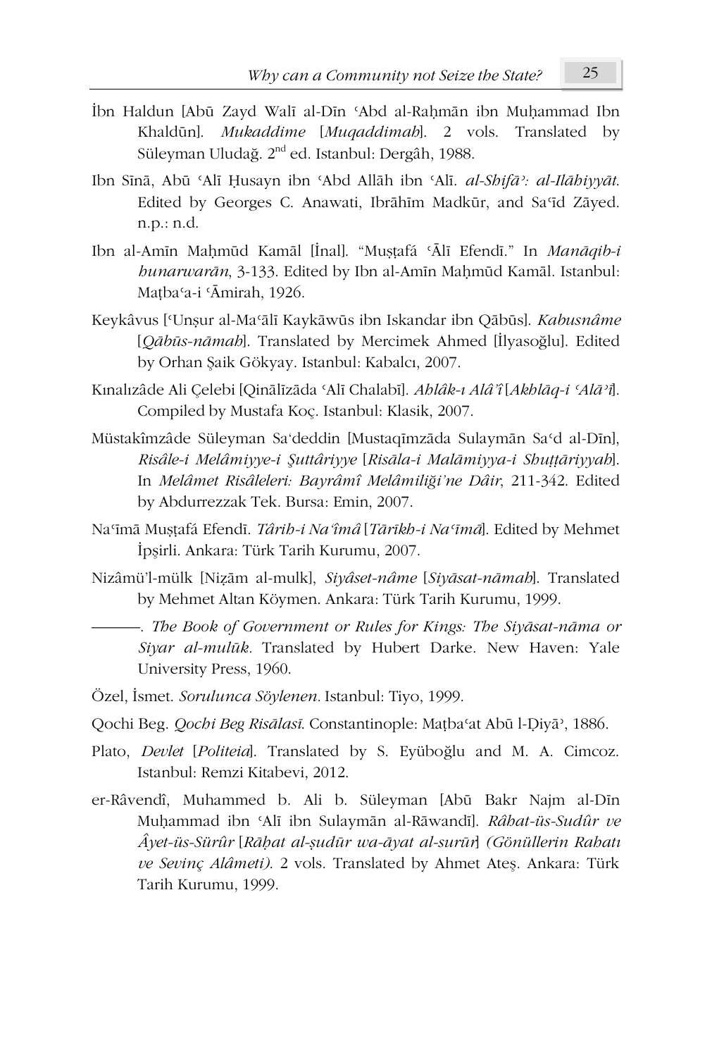İbn Haldun [Abū Zayd Walī al-Dīn ʿAbd al-Raḥmān ibn Muḥammad Ibn Khaldūn]. *Mukaddime* [*Muqaddimah*]. 2 vols. Translated by Süleyman Uludağ. 2nd ed. Istanbul: Dergâh, 1988.

Ibn Sīnā, Abū ʿAlī Ḥusayn ibn ʿAbd Allāh ibn ʿAlī. *al-Shifāʾ: al-Ilāhiyyāt*. Edited by Georges C. Anawati, Ibrāhīm Madkūr, and Saʿīd Zāyed. n.p.: n.d.

Ibn al-Amīn Maḥmūd Kamāl [İnal]. "Muṣṭafá ʿĀlī Efendī." In *Manāqib-i hunarwarān*, 3-133. Edited by Ibn al-Amīn Maḥmūd Kamāl. Istanbul: Maṭbaʿa-i ʿĀmirah, 1926.

Keykâvus [ʿUnṣur al-Maʿālī Kaykāwūs ibn Iskandar ibn Qābūs]. *Kabusnâme* [*Qābūs-nāmah*]. Translated by Mercimek Ahmed [İlyasoğlu]. Edited by Orhan Şaik Gökyay. Istanbul: Kabalcı, 2007.

Kınalızâde Ali Çelebi [Qinālīzāda ʿAlī Chalabī]. *Ahlâk-ı Alâ'î* [*Akhlāq-i ʿAlāʾī*]. Compiled by Mustafa Koç. Istanbul: Klasik, 2007.

Müstakîmzâde Süleyman Saʿdeddin [Mustaqīmzāda Sulaymān Saʿd al-Dīn], *Risâle-i Melâmiyye-i Şuttâriyye* [*Risāla-i Malāmiyya-i Shuṭṭāriyyah*]. In *Melâmet Risâleleri: Bayrâmî Melâmiliği'ne Dâir*, 211-342. Edited by Abdurrezzak Tek. Bursa: Emin, 2007.

Naʿīmā Muṣṭafá Efendī. *Târih-i Naʿîmâ* [*Tārīkh-i Naʿīmā*]. Edited by Mehmet İpşirli. Ankara: Türk Tarih Kurumu, 2007.

Nizâmü'l-mülk [Niẓām al-mulk], *Siyâset-nâme* [*Siyāsat-nāmah*]. Translated by Mehmet Altan Köymen. Ankara: Türk Tarih Kurumu, 1999.

———. *The Book of Government or Rules for Kings: The Siyāsat-nāma or Siyar al-mulūk*. Translated by Hubert Darke. New Haven: Yale University Press, 1960.

Özel, İsmet. *Sorulunca Söylenen*. Istanbul: Tiyo, 1999.

Qochi Beg. *Qochi Beg Risālasī*. Constantinople: Maṭbaʿat Abū l-Ḍiyāʾ, 1886.

Plato, *Devlet* [*Politeia*]. Translated by S. Eyüboğlu and M. A. Cimcoz. Istanbul: Remzi Kitabevi, 2012.

er-Râvendî, Muhammed b. Ali b. Süleyman [Abū Bakr Najm al-Dīn Muḥammad ibn ʿAlī ibn Sulaymān al-Rāwandī]. *Râhat-üs-Sudûr ve Âyet-üs-Sürûr* [*Rāḥat al-ṣudūr wa-āyat al-surūr*] *(Gönüllerin Rahatı ve Sevinç Alâmeti)*. 2 vols. Translated by Ahmet Ateş. Ankara: Türk Tarih Kurumu, 1999.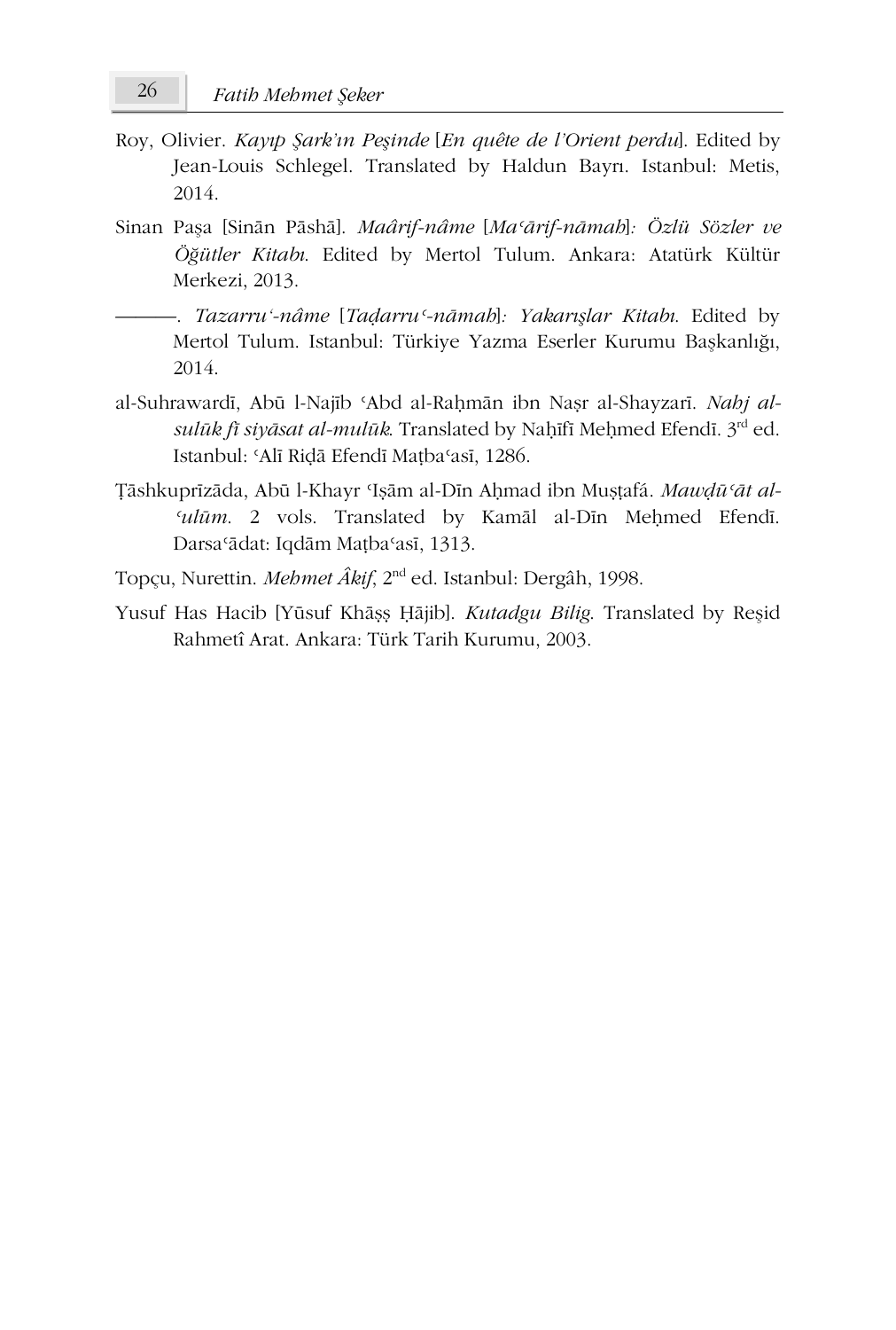Roy, Olivier. *Kayıp Şark'ın Peşinde* [*En quête de l'Orient perdu*]. Edited by Jean-Louis Schlegel. Translated by Haldun Bayrı. Istanbul: Metis, 2014.

Sinan Paşa [Sinān Pāshā]. *Maârif-nâme* [*Maʿārif-nāmah*]*: Özlü Sözler ve Öğütler Kitabı*. Edited by Mertol Tulum. Ankara: Atatürk Kültür Merkezi, 2013.

———. *Tazarruʿ-nâme* [*Taḍarruʿ-nāmah*]*: Yakarışlar Kitabı*. Edited by Mertol Tulum. Istanbul: Türkiye Yazma Eserler Kurumu Başkanlığı, 2014.

al-Suhrawardī, Abū l-Najīb ʿAbd al-Raḥmān ibn Naṣr al-Shayzarī. *Nahj al-sulūk fī siyāsat al-mulūk*. Translated by Naḥīfī Meḥmed Efendī. 3rd ed. Istanbul: ʿAlī Riḍā Efendī Maṭbaʿasī, 1286.

Ṭāshkuprīzāda, Abū l-Khayr ʿIṣām al-Dīn Aḥmad ibn Muṣṭafá. *Mawḍūʿāt al-ʿulūm*. 2 vols. Translated by Kamāl al-Dīn Meḥmed Efendī. Darsaʿādat: Iqdām Maṭbaʿasī, 1313.

Topçu, Nurettin. *Mehmet Âkif*, 2nd ed. Istanbul: Dergâh, 1998.

Yusuf Has Hacib [Yūsuf Khāṣṣ Ḥājib]. *Kutadgu Bilig*. Translated by Reşid Rahmetî Arat. Ankara: Türk Tarih Kurumu, 2003.